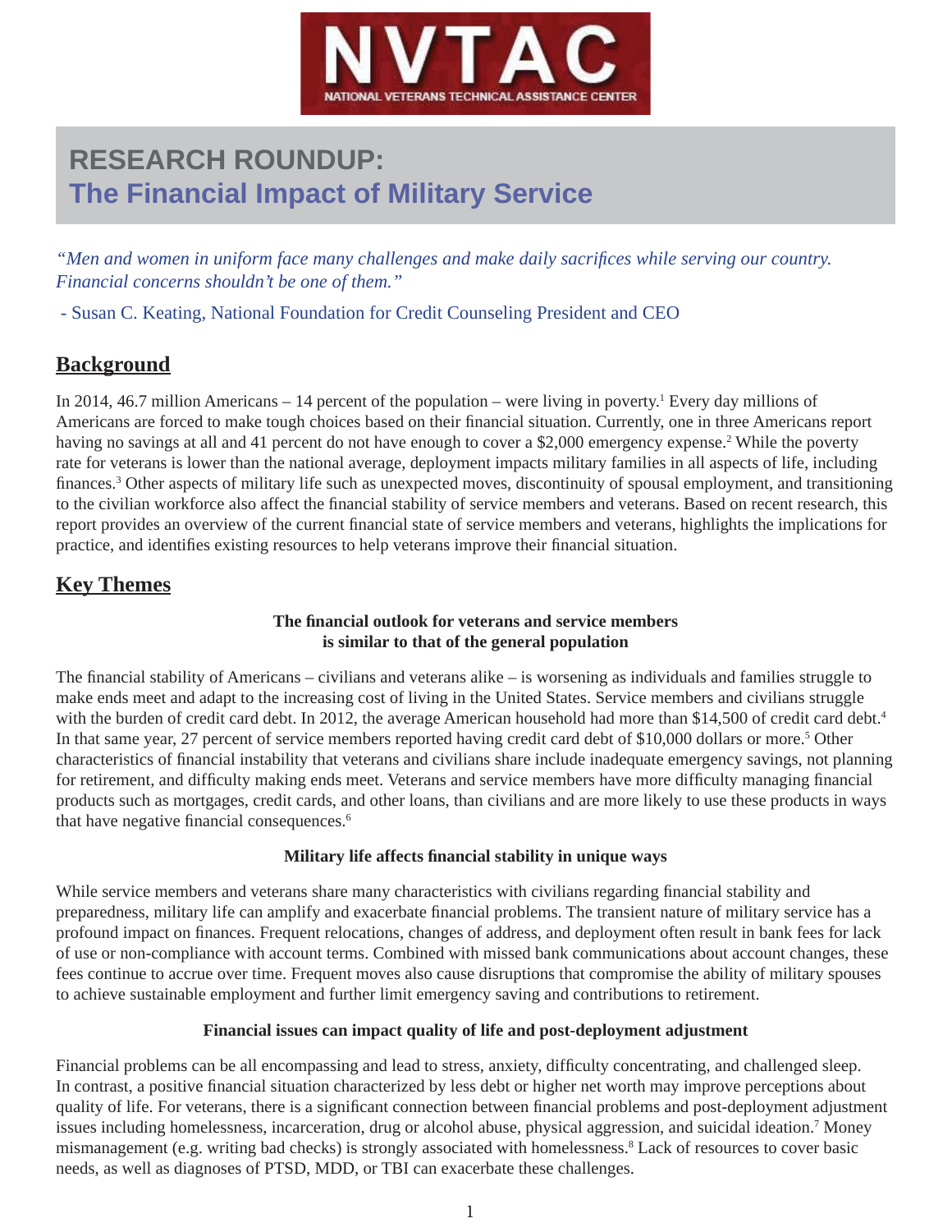NVTAC

NATIONAL VETERANS TECHNICAL ASSISTANCE CENTER

# RESEARCH ROUNDUP: The Financial Impact of Military Service

*"Men and women in uniform face many challenges and make daily sacrifices while serving our country. Financial concerns shouldn't be one of them."*

- Susan C. Keating, National Foundation for Credit Counseling President and CEO

## Background

In 2014, 46.7 million Americans – 14 percent of the population – were living in poverty.[1] Every day millions of Americans are forced to make tough choices based on their financial situation. Currently, one in three Americans report having no savings at all and 41 percent do not have enough to cover a $2,000 emergency expense.[2] While the poverty rate for veterans is lower than the national average, deployment impacts military families in all aspects of life, including finances.[3] Other aspects of military life such as unexpected moves, discontinuity of spousal employment, and transitioning to the civilian workforce also affect the financial stability of service members and veterans. Based on recent research, this report provides an overview of the current financial state of service members and veterans, highlights the implications for practice, and identifies existing resources to help veterans improve their financial situation.

## Key Themes

### The financial outlook for veterans and service members is similar to that of the general population

The financial stability of Americans – civilians and veterans alike – is worsening as individuals and families struggle to make ends meet and adapt to the increasing cost of living in the United States. Service members and civilians struggle with the burden of credit card debt. In 2012, the average American household had more than $14,500 of credit card debt.[4] In that same year, 27 percent of service members reported having credit card debt of $10,000 dollars or more.[5] Other characteristics of financial instability that veterans and civilians share include inadequate emergency savings, not planning for retirement, and difficulty making ends meet. Veterans and service members have more difficulty managing financial products such as mortgages, credit cards, and other loans, than civilians and are more likely to use these products in ways that have negative financial consequences.[6]

### Military life affects financial stability in unique ways

While service members and veterans share many characteristics with civilians regarding financial stability and preparedness, military life can amplify and exacerbate financial problems. The transient nature of military service has a profound impact on finances. Frequent relocations, changes of address, and deployment often result in bank fees for lack of use or non-compliance with account terms. Combined with missed bank communications about account changes, these fees continue to accrue over time. Frequent moves also cause disruptions that compromise the ability of military spouses to achieve sustainable employment and further limit emergency saving and contributions to retirement.

### Financial issues can impact quality of life and post-deployment adjustment

Financial problems can be all encompassing and lead to stress, anxiety, difficulty concentrating, and challenged sleep. In contrast, a positive financial situation characterized by less debt or higher net worth may improve perceptions about quality of life. For veterans, there is a significant connection between financial problems and post-deployment adjustment issues including homelessness, incarceration, drug or alcohol abuse, physical aggression, and suicidal ideation.[7] Money mismanagement (e.g. writing bad checks) is strongly associated with homelessness.[8] Lack of resources to cover basic needs, as well as diagnoses of PTSD, MDD, or TBI can exacerbate these challenges.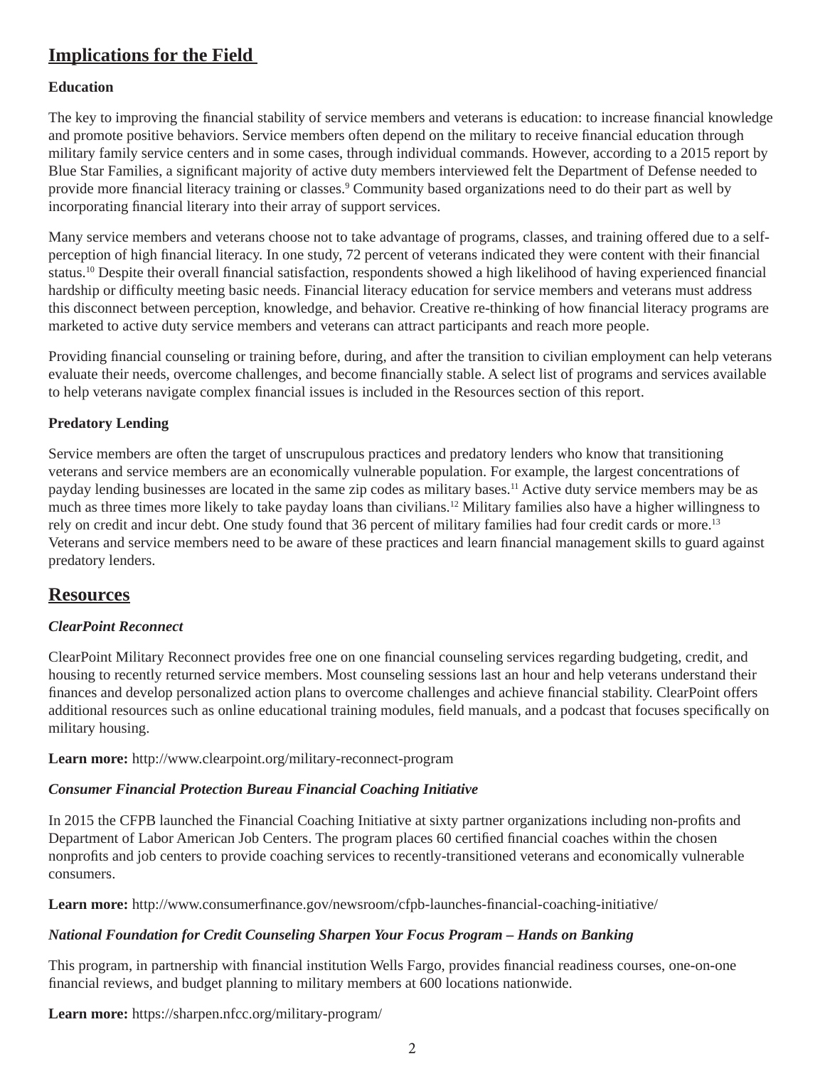## Implications for the Field

### Education

The key to improving the financial stability of service members and veterans is education: to increase financial knowledge and promote positive behaviors. Service members often depend on the military to receive financial education through military family service centers and in some cases, through individual commands. However, according to a 2015 report by Blue Star Families, a significant majority of active duty members interviewed felt the Department of Defense needed to provide more financial literacy training or classes.[9] Community based organizations need to do their part as well by incorporating financial literary into their array of support services.

Many service members and veterans choose not to take advantage of programs, classes, and training offered due to a self-perception of high financial literacy. In one study, 72 percent of veterans indicated they were content with their financial status.[10] Despite their overall financial satisfaction, respondents showed a high likelihood of having experienced financial hardship or difficulty meeting basic needs. Financial literacy education for service members and veterans must address this disconnect between perception, knowledge, and behavior. Creative re-thinking of how financial literacy programs are marketed to active duty service members and veterans can attract participants and reach more people.

Providing financial counseling or training before, during, and after the transition to civilian employment can help veterans evaluate their needs, overcome challenges, and become financially stable. A select list of programs and services available to help veterans navigate complex financial issues is included in the Resources section of this report.

### Predatory Lending

Service members are often the target of unscrupulous practices and predatory lenders who know that transitioning veterans and service members are an economically vulnerable population. For example, the largest concentrations of payday lending businesses are located in the same zip codes as military bases.[11] Active duty service members may be as much as three times more likely to take payday loans than civilians.[12] Military families also have a higher willingness to rely on credit and incur debt. One study found that 36 percent of military families had four credit cards or more.[13] Veterans and service members need to be aware of these practices and learn financial management skills to guard against predatory lenders.

## Resources

### *ClearPoint Reconnect*

ClearPoint Military Reconnect provides free one on one financial counseling services regarding budgeting, credit, and housing to recently returned service members. Most counseling sessions last an hour and help veterans understand their finances and develop personalized action plans to overcome challenges and achieve financial stability. ClearPoint offers additional resources such as online educational training modules, field manuals, and a podcast that focuses specifically on military housing.

**Learn more:** http://www.clearpoint.org/military-reconnect-program

### *Consumer Financial Protection Bureau Financial Coaching Initiative*

In 2015 the CFPB launched the Financial Coaching Initiative at sixty partner organizations including non-profits and Department of Labor American Job Centers. The program places 60 certified financial coaches within the chosen nonprofits and job centers to provide coaching services to recently-transitioned veterans and economically vulnerable consumers.

**Learn more:** http://www.consumerfinance.gov/newsroom/cfpb-launches-financial-coaching-initiative/

### *National Foundation for Credit Counseling Sharpen Your Focus Program – Hands on Banking*

This program, in partnership with financial institution Wells Fargo, provides financial readiness courses, one-on-one financial reviews, and budget planning to military members at 600 locations nationwide.

**Learn more:** https://sharpen.nfcc.org/military-program/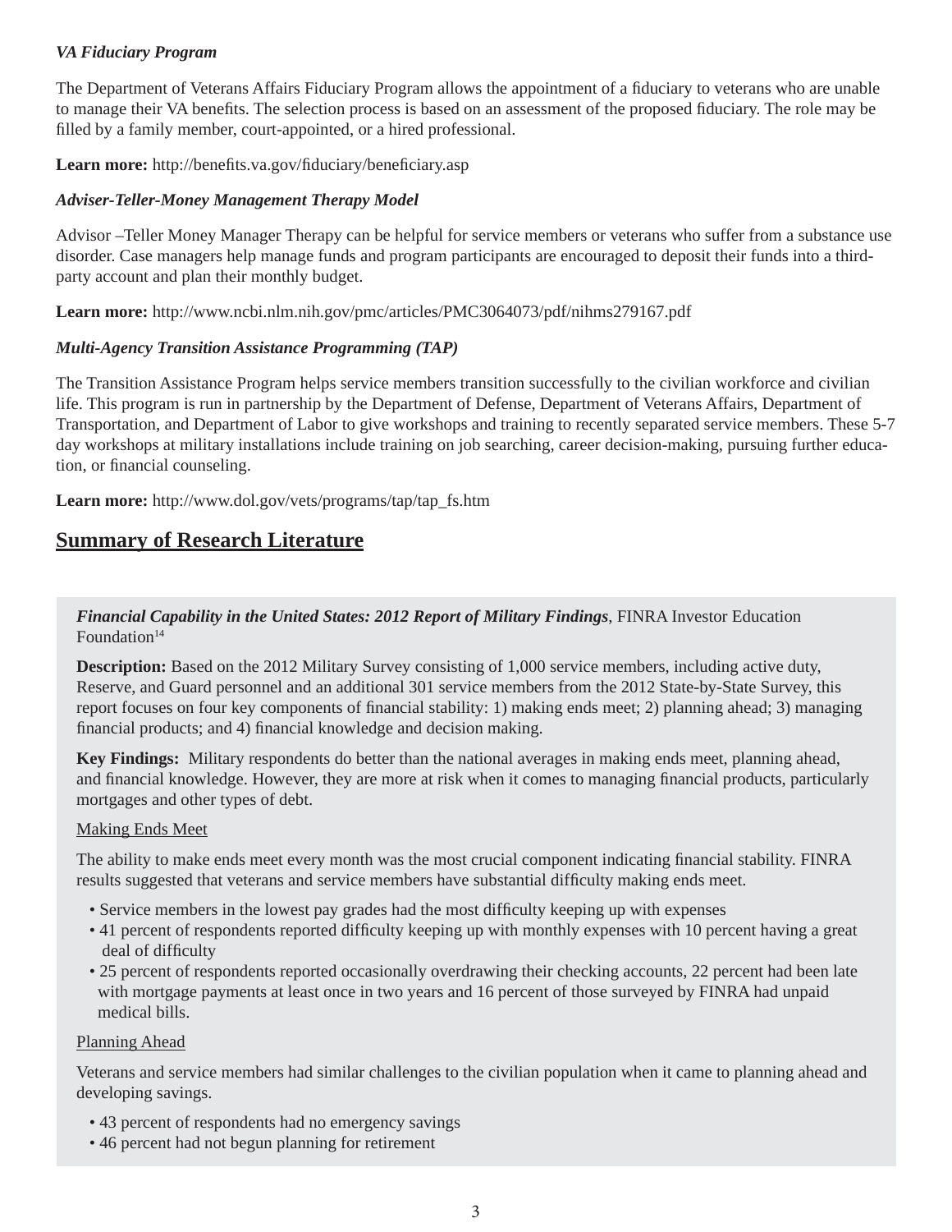*VA Fiduciary Program*

The Department of Veterans Affairs Fiduciary Program allows the appointment of a fiduciary to veterans who are unable to manage their VA benefits. The selection process is based on an assessment of the proposed fiduciary. The role may be filled by a family member, court-appointed, or a hired professional.

**Learn more:** http://benefits.va.gov/fiduciary/beneficiary.asp

*Adviser-Teller-Money Management Therapy Model*

Advisor –Teller Money Manager Therapy can be helpful for service members or veterans who suffer from a substance use disorder. Case managers help manage funds and program participants are encouraged to deposit their funds into a third-party account and plan their monthly budget.

**Learn more:** http://www.ncbi.nlm.nih.gov/pmc/articles/PMC3064073/pdf/nihms279167.pdf

*Multi-Agency Transition Assistance Programming (TAP)*

The Transition Assistance Program helps service members transition successfully to the civilian workforce and civilian life. This program is run in partnership by the Department of Defense, Department of Veterans Affairs, Department of Transportation, and Department of Labor to give workshops and training to recently separated service members. These 5-7 day workshops at military installations include training on job searching, career decision-making, pursuing further education, or financial counseling.

**Learn more:** http://www.dol.gov/vets/programs/tap/tap_fs.htm

## Summary of Research Literature

***Financial Capability in the United States: 2012 Report of Military Findings***, FINRA Investor Education Foundation[14]

**Description:** Based on the 2012 Military Survey consisting of 1,000 service members, including active duty, Reserve, and Guard personnel and an additional 301 service members from the 2012 State-by-State Survey, this report focuses on four key components of financial stability: 1) making ends meet; 2) planning ahead; 3) managing financial products; and 4) financial knowledge and decision making.

**Key Findings:** Military respondents do better than the national averages in making ends meet, planning ahead, and financial knowledge. However, they are more at risk when it comes to managing financial products, particularly mortgages and other types of debt.

Making Ends Meet

The ability to make ends meet every month was the most crucial component indicating financial stability. FINRA results suggested that veterans and service members have substantial difficulty making ends meet.

- Service members in the lowest pay grades had the most difficulty keeping up with expenses
- 41 percent of respondents reported difficulty keeping up with monthly expenses with 10 percent having a great deal of difficulty
- 25 percent of respondents reported occasionally overdrawing their checking accounts, 22 percent had been late with mortgage payments at least once in two years and 16 percent of those surveyed by FINRA had unpaid medical bills.

Planning Ahead

Veterans and service members had similar challenges to the civilian population when it came to planning ahead and developing savings.

- 43 percent of respondents had no emergency savings
- 46 percent had not begun planning for retirement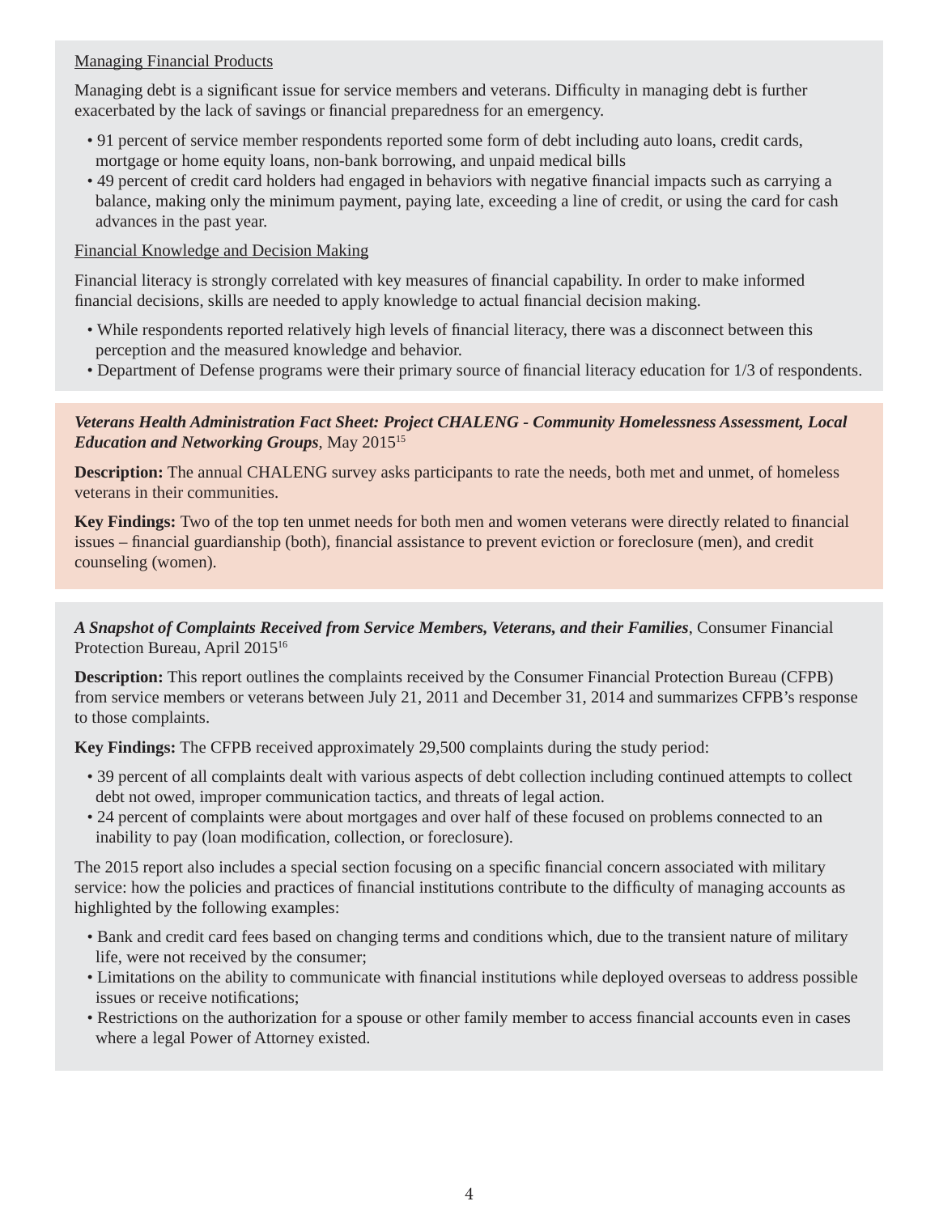<u>Managing Financial Products</u>

Managing debt is a significant issue for service members and veterans. Difficulty in managing debt is further exacerbated by the lack of savings or financial preparedness for an emergency.

- 91 percent of service member respondents reported some form of debt including auto loans, credit cards, mortgage or home equity loans, non-bank borrowing, and unpaid medical bills
- 49 percent of credit card holders had engaged in behaviors with negative financial impacts such as carrying a balance, making only the minimum payment, paying late, exceeding a line of credit, or using the card for cash advances in the past year.

<u>Financial Knowledge and Decision Making</u>

Financial literacy is strongly correlated with key measures of financial capability. In order to make informed financial decisions, skills are needed to apply knowledge to actual financial decision making.

- While respondents reported relatively high levels of financial literacy, there was a disconnect between this perception and the measured knowledge and behavior.
- Department of Defense programs were their primary source of financial literacy education for 1/3 of respondents.

***Veterans Health Administration Fact Sheet: Project CHALENG - Community Homelessness Assessment, Local Education and Networking Groups***, May 2015[15]

**Description:** The annual CHALENG survey asks participants to rate the needs, both met and unmet, of homeless veterans in their communities.

**Key Findings:** Two of the top ten unmet needs for both men and women veterans were directly related to financial issues – financial guardianship (both), financial assistance to prevent eviction or foreclosure (men), and credit counseling (women).

***A Snapshot of Complaints Received from Service Members, Veterans, and their Families***, Consumer Financial Protection Bureau, April 2015[16]

**Description:** This report outlines the complaints received by the Consumer Financial Protection Bureau (CFPB) from service members or veterans between July 21, 2011 and December 31, 2014 and summarizes CFPB's response to those complaints.

**Key Findings:** The CFPB received approximately 29,500 complaints during the study period:

- 39 percent of all complaints dealt with various aspects of debt collection including continued attempts to collect debt not owed, improper communication tactics, and threats of legal action.
- 24 percent of complaints were about mortgages and over half of these focused on problems connected to an inability to pay (loan modification, collection, or foreclosure).

The 2015 report also includes a special section focusing on a specific financial concern associated with military service: how the policies and practices of financial institutions contribute to the difficulty of managing accounts as highlighted by the following examples:

- Bank and credit card fees based on changing terms and conditions which, due to the transient nature of military life, were not received by the consumer;
- Limitations on the ability to communicate with financial institutions while deployed overseas to address possible issues or receive notifications;
- Restrictions on the authorization for a spouse or other family member to access financial accounts even in cases where a legal Power of Attorney existed.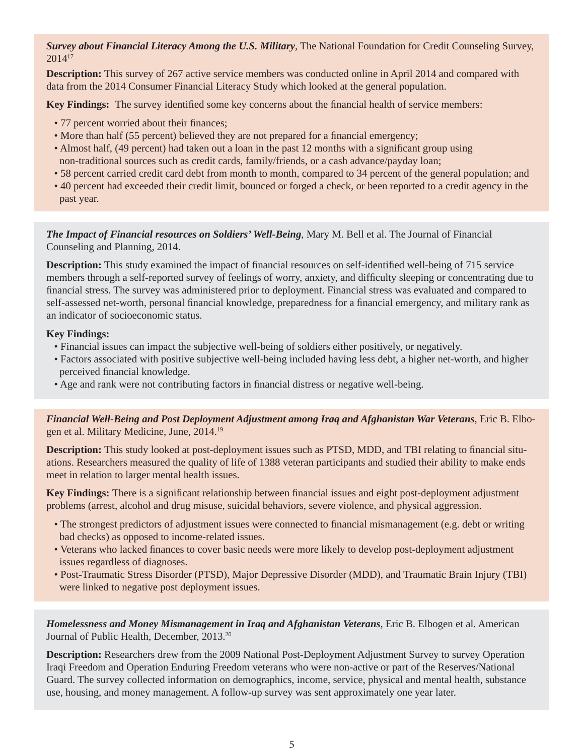***Survey about Financial Literacy Among the U.S. Military***, The National Foundation for Credit Counseling Survey, 2014[17]

**Description:** This survey of 267 active service members was conducted online in April 2014 and compared with data from the 2014 Consumer Financial Literacy Study which looked at the general population.

**Key Findings:** The survey identified some key concerns about the financial health of service members:

- 77 percent worried about their finances;
- More than half (55 percent) believed they are not prepared for a financial emergency;
- Almost half, (49 percent) had taken out a loan in the past 12 months with a significant group using non-traditional sources such as credit cards, family/friends, or a cash advance/payday loan;
- 58 percent carried credit card debt from month to month, compared to 34 percent of the general population; and
- 40 percent had exceeded their credit limit, bounced or forged a check, or been reported to a credit agency in the past year.

***The Impact of Financial resources on Soldiers' Well-Being***, Mary M. Bell et al. The Journal of Financial Counseling and Planning, 2014.

**Description:** This study examined the impact of financial resources on self-identified well-being of 715 service members through a self-reported survey of feelings of worry, anxiety, and difficulty sleeping or concentrating due to financial stress. The survey was administered prior to deployment. Financial stress was evaluated and compared to self-assessed net-worth, personal financial knowledge, preparedness for a financial emergency, and military rank as an indicator of socioeconomic status.

**Key Findings:**

- Financial issues can impact the subjective well-being of soldiers either positively, or negatively.
- Factors associated with positive subjective well-being included having less debt, a higher net-worth, and higher perceived financial knowledge.
- Age and rank were not contributing factors in financial distress or negative well-being.

***Financial Well-Being and Post Deployment Adjustment among Iraq and Afghanistan War Veterans***, Eric B. Elbogen et al. Military Medicine, June, 2014.[19]

**Description:** This study looked at post-deployment issues such as PTSD, MDD, and TBI relating to financial situations. Researchers measured the quality of life of 1388 veteran participants and studied their ability to make ends meet in relation to larger mental health issues.

**Key Findings:** There is a significant relationship between financial issues and eight post-deployment adjustment problems (arrest, alcohol and drug misuse, suicidal behaviors, severe violence, and physical aggression.

- The strongest predictors of adjustment issues were connected to financial mismanagement (e.g. debt or writing bad checks) as opposed to income-related issues.
- Veterans who lacked finances to cover basic needs were more likely to develop post-deployment adjustment issues regardless of diagnoses.
- Post-Traumatic Stress Disorder (PTSD), Major Depressive Disorder (MDD), and Traumatic Brain Injury (TBI) were linked to negative post deployment issues.

***Homelessness and Money Mismanagement in Iraq and Afghanistan Veterans***, Eric B. Elbogen et al. American Journal of Public Health, December, 2013.[20]

**Description:** Researchers drew from the 2009 National Post-Deployment Adjustment Survey to survey Operation Iraqi Freedom and Operation Enduring Freedom veterans who were non-active or part of the Reserves/National Guard. The survey collected information on demographics, income, service, physical and mental health, substance use, housing, and money management. A follow-up survey was sent approximately one year later.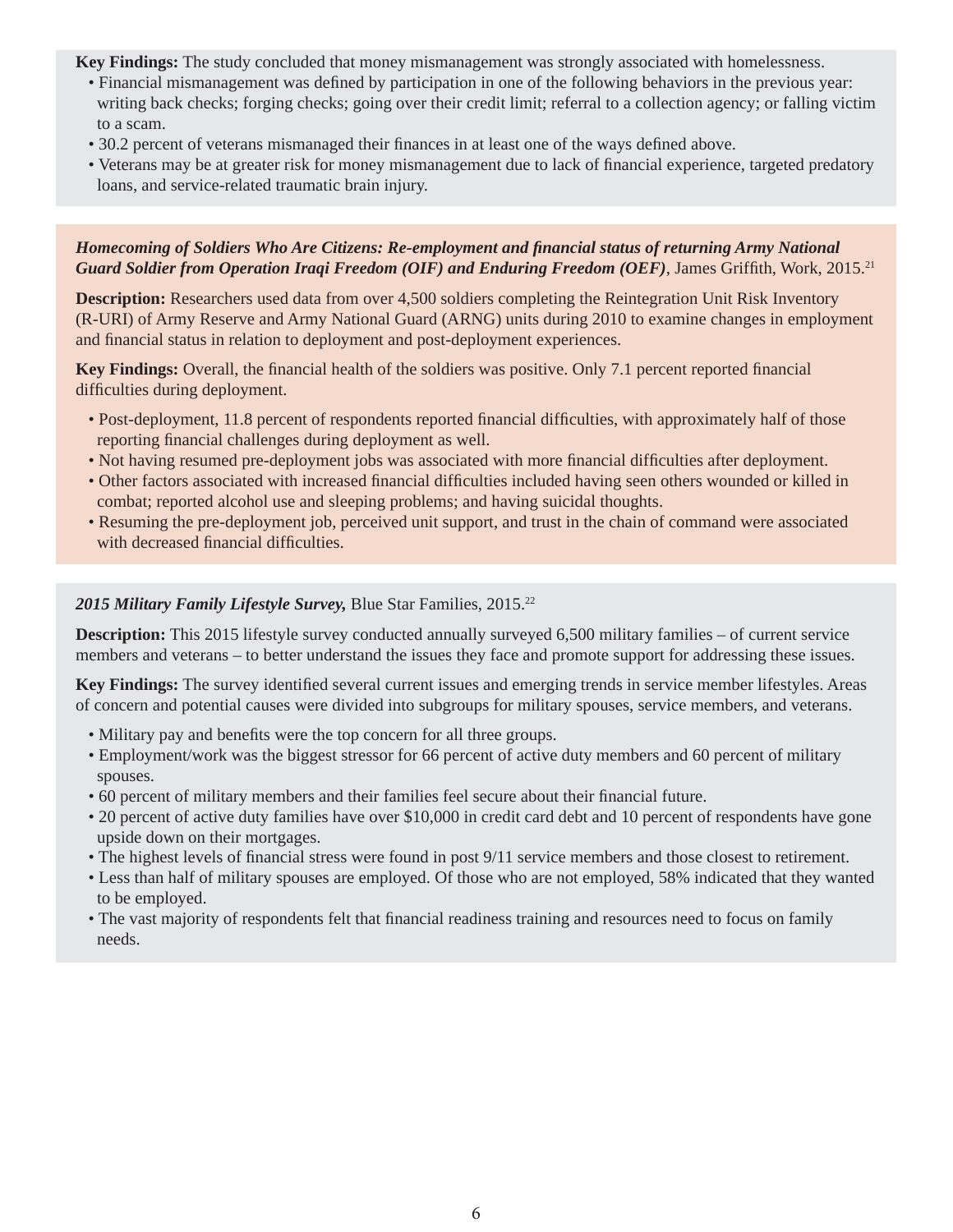**Key Findings:** The study concluded that money mismanagement was strongly associated with homelessness.

- Financial mismanagement was defined by participation in one of the following behaviors in the previous year: writing back checks; forging checks; going over their credit limit; referral to a collection agency; or falling victim to a scam.
- 30.2 percent of veterans mismanaged their finances in at least one of the ways defined above.
- Veterans may be at greater risk for money mismanagement due to lack of financial experience, targeted predatory loans, and service-related traumatic brain injury.

***Homecoming of Soldiers Who Are Citizens: Re-employment and financial status of returning Army National Guard Soldier from Operation Iraqi Freedom (OIF) and Enduring Freedom (OEF)***, James Griffith, Work, 2015.[21]

**Description:** Researchers used data from over 4,500 soldiers completing the Reintegration Unit Risk Inventory (R-URI) of Army Reserve and Army National Guard (ARNG) units during 2010 to examine changes in employment and financial status in relation to deployment and post-deployment experiences.

**Key Findings:** Overall, the financial health of the soldiers was positive. Only 7.1 percent reported financial difficulties during deployment.

- Post-deployment, 11.8 percent of respondents reported financial difficulties, with approximately half of those reporting financial challenges during deployment as well.
- Not having resumed pre-deployment jobs was associated with more financial difficulties after deployment.
- Other factors associated with increased financial difficulties included having seen others wounded or killed in combat; reported alcohol use and sleeping problems; and having suicidal thoughts.
- Resuming the pre-deployment job, perceived unit support, and trust in the chain of command were associated with decreased financial difficulties.

***2015 Military Family Lifestyle Survey,*** Blue Star Families, 2015.[22]

**Description:** This 2015 lifestyle survey conducted annually surveyed 6,500 military families – of current service members and veterans – to better understand the issues they face and promote support for addressing these issues.

**Key Findings:** The survey identified several current issues and emerging trends in service member lifestyles. Areas of concern and potential causes were divided into subgroups for military spouses, service members, and veterans.

- Military pay and benefits were the top concern for all three groups.
- Employment/work was the biggest stressor for 66 percent of active duty members and 60 percent of military spouses.
- 60 percent of military members and their families feel secure about their financial future.
- 20 percent of active duty families have over $10,000 in credit card debt and 10 percent of respondents have gone upside down on their mortgages.
- The highest levels of financial stress were found in post 9/11 service members and those closest to retirement.
- Less than half of military spouses are employed. Of those who are not employed, 58% indicated that they wanted to be employed.
- The vast majority of respondents felt that financial readiness training and resources need to focus on family needs.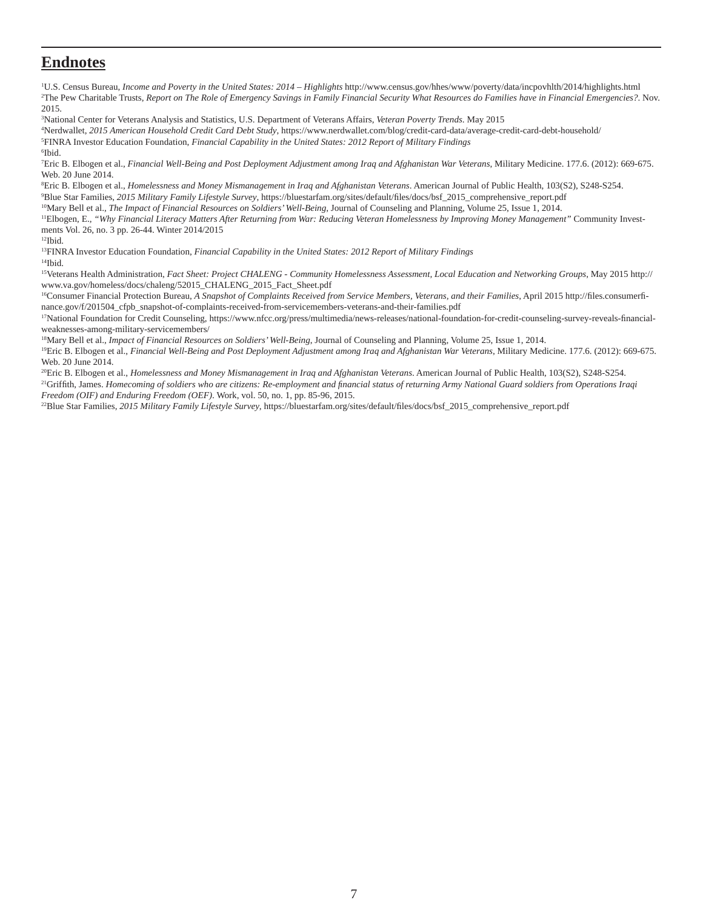## Endnotes

[1]U.S. Census Bureau, *Income and Poverty in the United States: 2014 – Highlights* http://www.census.gov/hhes/www/poverty/data/incpovhlth/2014/highlights.html
[2]The Pew Charitable Trusts, *Report on The Role of Emergency Savings in Family Financial Security What Resources do Families have in Financial Emergencies?*. Nov. 2015.
[3]National Center for Veterans Analysis and Statistics, U.S. Department of Veterans Affairs, *Veteran Poverty Trends*. May 2015
[4]Nerdwallet, *2015 American Household Credit Card Debt Study*, https://www.nerdwallet.com/blog/credit-card-data/average-credit-card-debt-household/
[5]FINRA Investor Education Foundation, *Financial Capability in the United States: 2012 Report of Military Findings*
[6]Ibid.
[7]Eric B. Elbogen et al., *Financial Well-Being and Post Deployment Adjustment among Iraq and Afghanistan War Veterans*, Military Medicine. 177.6. (2012): 669-675. Web. 20 June 2014.
[8]Eric B. Elbogen et al., *Homelessness and Money Mismanagement in Iraq and Afghanistan Veterans*. American Journal of Public Health, 103(S2), S248-S254.
[9]Blue Star Families, *2015 Military Family Lifestyle Survey*, https://bluestarfam.org/sites/default/files/docs/bsf_2015_comprehensive_report.pdf
[10]Mary Bell et al., *The Impact of Financial Resources on Soldiers' Well-Being*, Journal of Counseling and Planning, Volume 25, Issue 1, 2014.
[11]Elbogen, E., *"Why Financial Literacy Matters After Returning from War: Reducing Veteran Homelessness by Improving Money Management"* Community Investments Vol. 26, no. 3 pp. 26-44. Winter 2014/2015
[12]Ibid.
[13]FINRA Investor Education Foundation, *Financial Capability in the United States: 2012 Report of Military Findings*
[14]Ibid.
[15]Veterans Health Administration, *Fact Sheet: Project CHALENG - Community Homelessness Assessment, Local Education and Networking Groups*, May 2015 http://www.va.gov/homeless/docs/chaleng/52015_CHALENG_2015_Fact_Sheet.pdf
[16]Consumer Financial Protection Bureau, *A Snapshot of Complaints Received from Service Members, Veterans, and their Families*, April 2015 http://files.consumerfinance.gov/f/201504_cfpb_snapshot-of-complaints-received-from-servicemembers-veterans-and-their-families.pdf
[17]National Foundation for Credit Counseling, https://www.nfcc.org/press/multimedia/news-releases/national-foundation-for-credit-counseling-survey-reveals-financial-weaknesses-among-military-servicemembers/
[18]Mary Bell et al., *Impact of Financial Resources on Soldiers' Well-Being*, Journal of Counseling and Planning, Volume 25, Issue 1, 2014.
[19]Eric B. Elbogen et al., *Financial Well-Being and Post Deployment Adjustment among Iraq and Afghanistan War Veterans*, Military Medicine. 177.6. (2012): 669-675. Web. 20 June 2014.
[20]Eric B. Elbogen et al., *Homelessness and Money Mismanagement in Iraq and Afghanistan Veterans*. American Journal of Public Health, 103(S2), S248-S254.
[21]Griffith, James. *Homecoming of soldiers who are citizens: Re-employment and financial status of returning Army National Guard soldiers from Operations Iraqi Freedom (OIF) and Enduring Freedom (OEF)*. Work, vol. 50, no. 1, pp. 85-96, 2015.
[22]Blue Star Families, *2015 Military Family Lifestyle Survey*, https://bluestarfam.org/sites/default/files/docs/bsf_2015_comprehensive_report.pdf